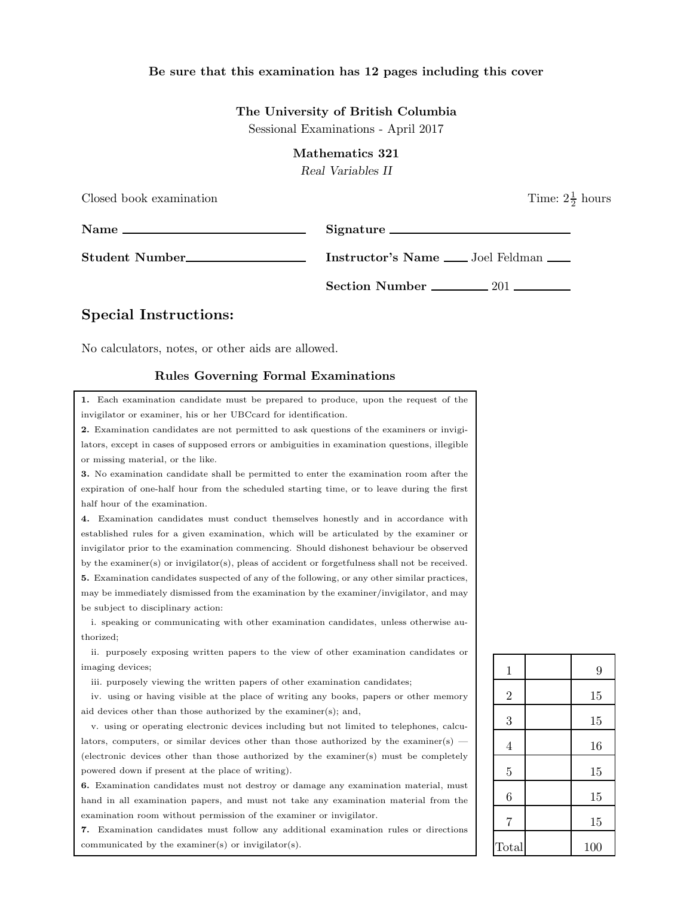**Be sure that this examination has 12 pages including this cover**

**The University of British Columbia**

Sessional Examinations - April 2017

**Mathematics 321**

*Real Variables II*

Closed book examination

Time: $2\frac{1}{2}$ hours

**Name** ______________________

**Signature** ______________________

**Student Number** ______________________

**Instructor's Name** ____ Joel Feldman ____

**Section Number** ________ 201 ________

## Special Instructions:

No calculators, notes, or other aids are allowed.

### Rules Governing Formal Examinations

**1.** Each examination candidate must be prepared to produce, upon the request of the invigilator or examiner, his or her UBCcard for identification.

**2.** Examination candidates are not permitted to ask questions of the examiners or invigilators, except in cases of supposed errors or ambiguities in examination questions, illegible or missing material, or the like.

**3.** No examination candidate shall be permitted to enter the examination room after the expiration of one-half hour from the scheduled starting time, or to leave during the first half hour of the examination.

**4.** Examination candidates must conduct themselves honestly and in accordance with established rules for a given examination, which will be articulated by the examiner or invigilator prior to the examination commencing. Should dishonest behaviour be observed by the examiner(s) or invigilator(s), pleas of accident or forgetfulness shall not be received.

**5.** Examination candidates suspected of any of the following, or any other similar practices, may be immediately dismissed from the examination by the examiner/invigilator, and may be subject to disciplinary action:

i. speaking or communicating with other examination candidates, unless otherwise authorized;

ii. purposely exposing written papers to the view of other examination candidates or imaging devices;

iii. purposely viewing the written papers of other examination candidates;

iv. using or having visible at the place of writing any books, papers or other memory aid devices other than those authorized by the examiner(s); and,

v. using or operating electronic devices including but not limited to telephones, calculators, computers, or similar devices other than those authorized by the examiner(s) — (electronic devices other than those authorized by the examiner(s) must be completely powered down if present at the place of writing).

**6.** Examination candidates must not destroy or damage any examination material, must hand in all examination papers, and must not take any examination material from the examination room without permission of the examiner or invigilator.

**7.** Examination candidates must follow any additional examination rules or directions communicated by the examiner(s) or invigilator(s).

| | | |
|---|---|---|
| 1 | | 9 |
| 2 | | 15 |
| 3 | | 15 |
| 4 | | 16 |
| 5 | | 15 |
| 6 | | 15 |
| 7 | | 15 |
| Total | | 100 |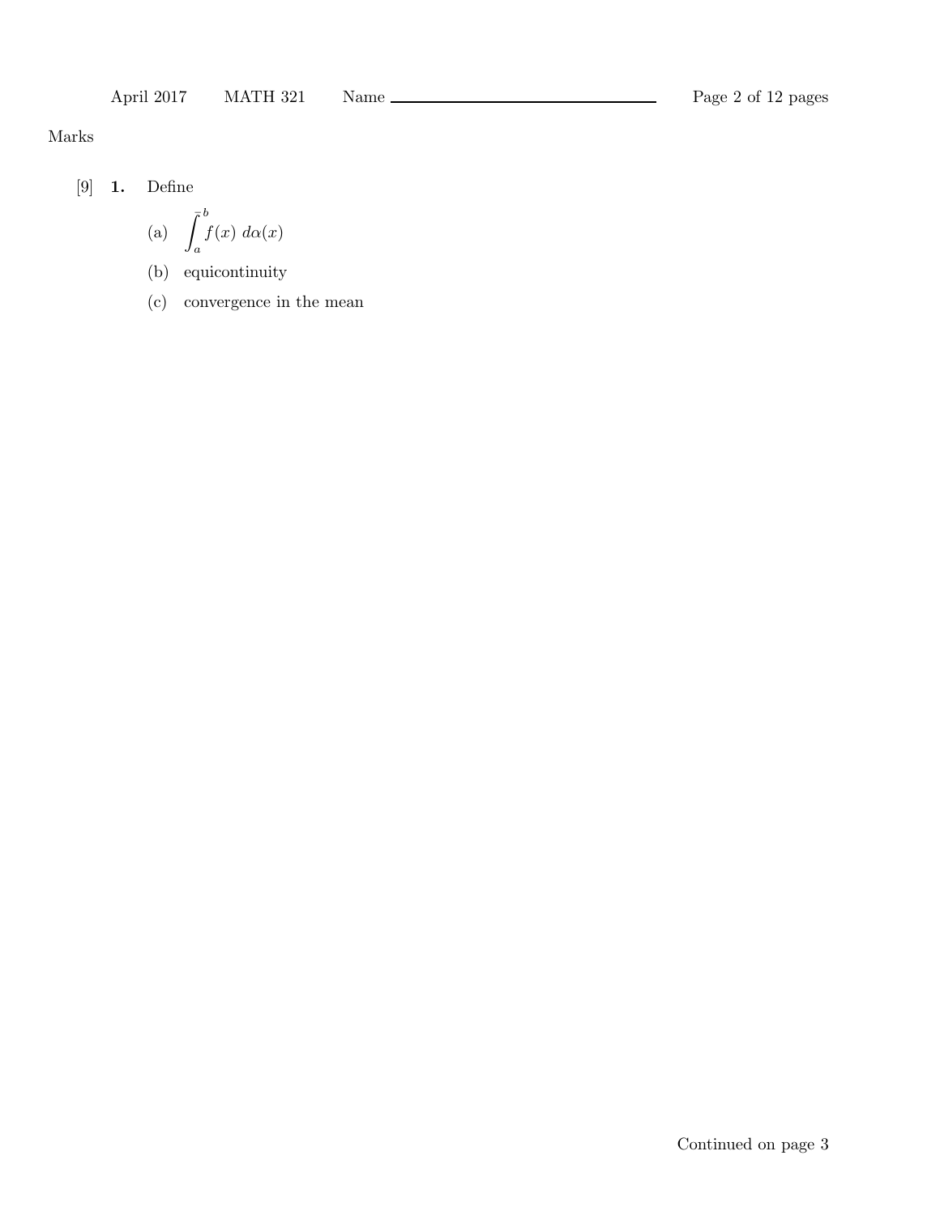Marks

[9] **1.** Define

(a) $\displaystyle \overline{\int_a^b} f(x)\ d\alpha(x)$

(b) equicontinuity

(c) convergence in the mean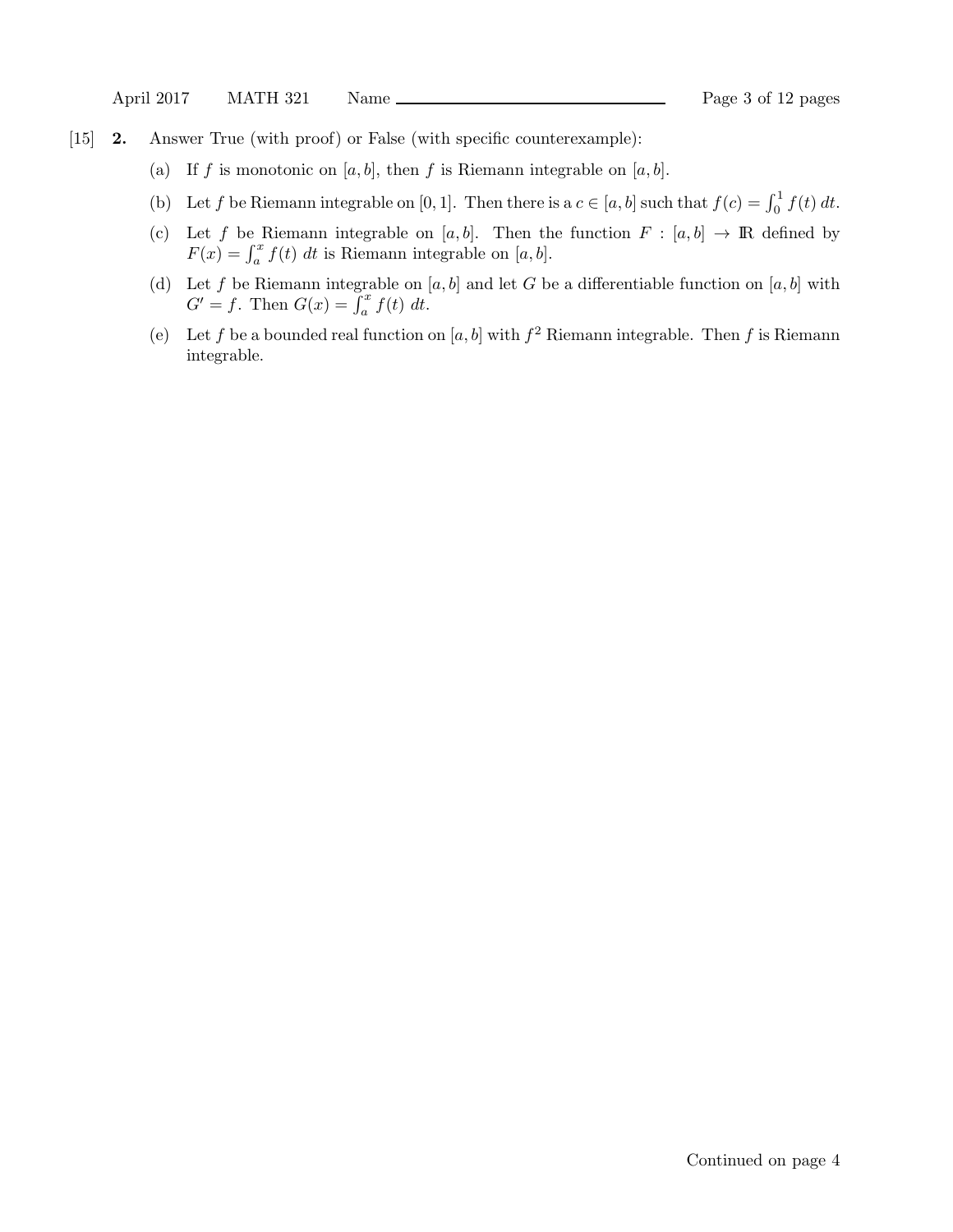[15] **2.** Answer True (with proof) or False (with specific counterexample):

(a) If $f$ is monotonic on $[a, b]$, then $f$ is Riemann integrable on $[a, b]$.

(b) Let $f$ be Riemann integrable on $[0, 1]$. Then there is a $c \in [a, b]$ such that $f(c) = \int_0^1 f(t)\, dt$.

(c) Let $f$ be Riemann integrable on $[a, b]$. Then the function $F : [a, b] \to \mathbb{R}$ defined by $F(x) = \int_a^x f(t)\, dt$ is Riemann integrable on $[a, b]$.

(d) Let $f$ be Riemann integrable on $[a, b]$ and let $G$ be a differentiable function on $[a, b]$ with $G' = f$. Then $G(x) = \int_a^x f(t)\, dt$.

(e) Let $f$ be a bounded real function on $[a, b]$ with $f^2$ Riemann integrable. Then $f$ is Riemann integrable.

Continued on page 4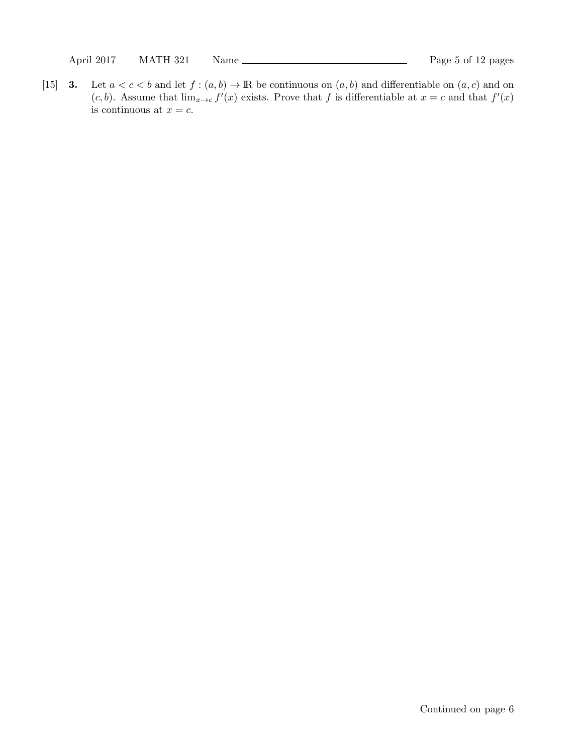[15] **3.** Let $a < c < b$ and let $f : (a, b) \to \mathbb{R}$ be continuous on $(a, b)$ and differentiable on $(a, c)$ and on $(c, b)$. Assume that $\lim_{x \to c} f'(x)$ exists. Prove that $f$ is differentiable at $x = c$ and that $f'(x)$ is continuous at $x = c$.

Continued on page 6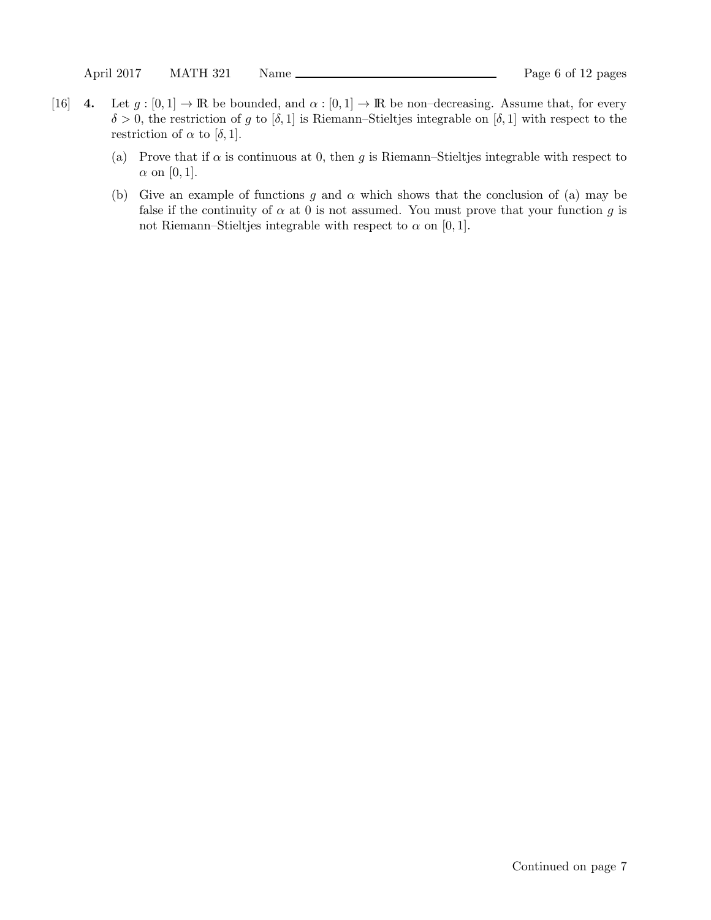[16] **4.** Let $g : [0, 1] \to \mathbb{R}$ be bounded, and $\alpha : [0, 1] \to \mathbb{R}$ be non–decreasing. Assume that, for every $\delta > 0$, the restriction of $g$ to $[\delta, 1]$ is Riemann–Stieltjes integrable on $[\delta, 1]$ with respect to the restriction of $\alpha$ to $[\delta, 1]$.

(a) Prove that if $\alpha$ is continuous at 0, then $g$ is Riemann–Stieltjes integrable with respect to $\alpha$ on $[0, 1]$.

(b) Give an example of functions $g$ and $\alpha$ which shows that the conclusion of (a) may be false if the continuity of $\alpha$ at 0 is not assumed. You must prove that your function $g$ is not Riemann–Stieltjes integrable with respect to $\alpha$ on $[0, 1]$.

Continued on page 7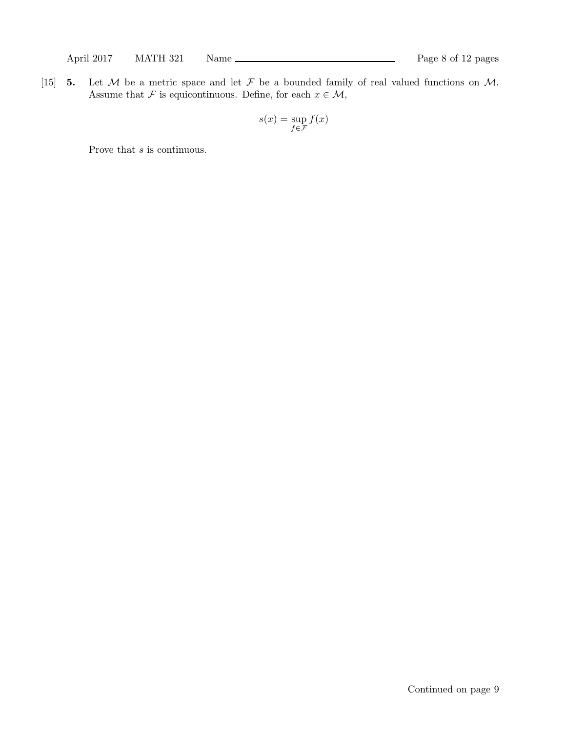[15] **5.** Let $\mathcal{M}$ be a metric space and let $\mathcal{F}$ be a bounded family of real valued functions on $\mathcal{M}$. Assume that $\mathcal{F}$ is equicontinuous. Define, for each $x \in \mathcal{M}$,

$$s(x) = \sup_{f \in \mathcal{F}} f(x)$$

Prove that $s$ is continuous.

Continued on page 9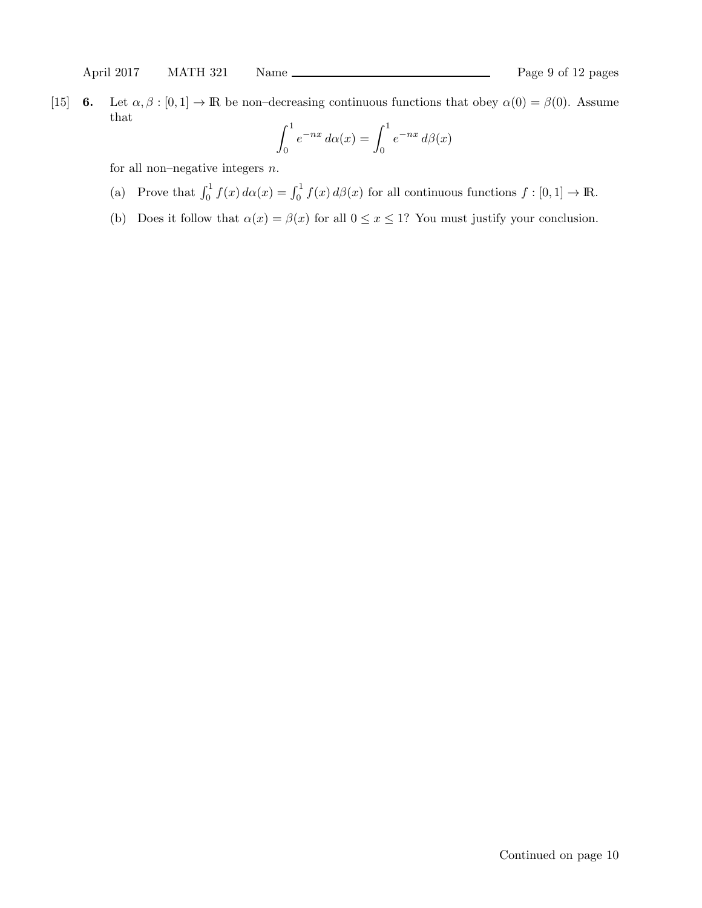[15] **6.** Let $\alpha, \beta : [0,1] \to \mathbb{R}$ be non–decreasing continuous functions that obey $\alpha(0) = \beta(0)$. Assume that

$$\int_0^1 e^{-nx}\, d\alpha(x) = \int_0^1 e^{-nx}\, d\beta(x)$$

for all non–negative integers $n$.

(a) Prove that $\int_0^1 f(x)\, d\alpha(x) = \int_0^1 f(x)\, d\beta(x)$ for all continuous functions $f : [0,1] \to \mathbb{R}$.

(b) Does it follow that $\alpha(x) = \beta(x)$ for all $0 \le x \le 1$? You must justify your conclusion.

Continued on page 10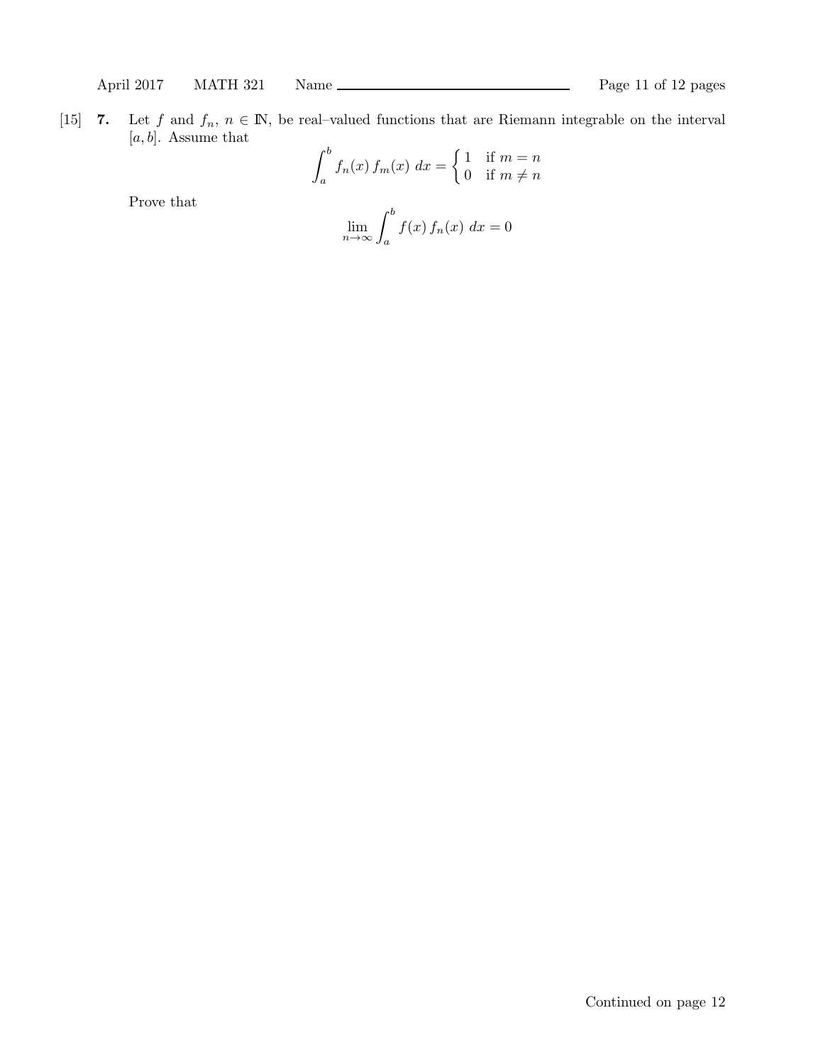[15] **7.** Let $f$ and $f_n$, $n \in \mathbb{N}$, be real–valued functions that are Riemann integrable on the interval $[a, b]$. Assume that

$$\int_a^b f_n(x)\, f_m(x)\, dx = \begin{cases} 1 & \text{if } m = n \\ 0 & \text{if } m \neq n \end{cases}$$

Prove that

$$\lim_{n\to\infty} \int_a^b f(x)\, f_n(x)\, dx = 0$$

Continued on page 12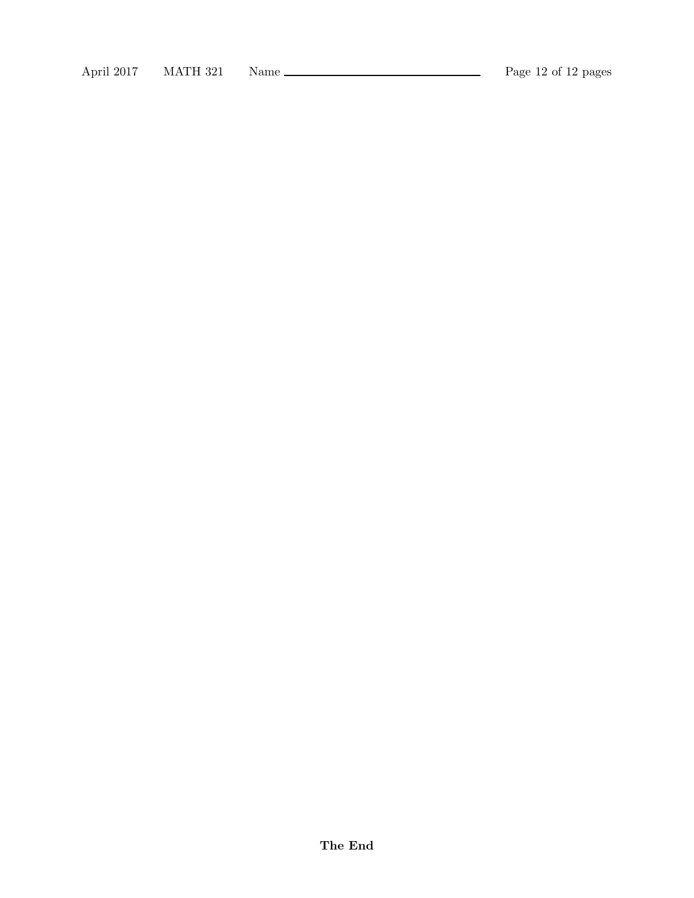**The End**